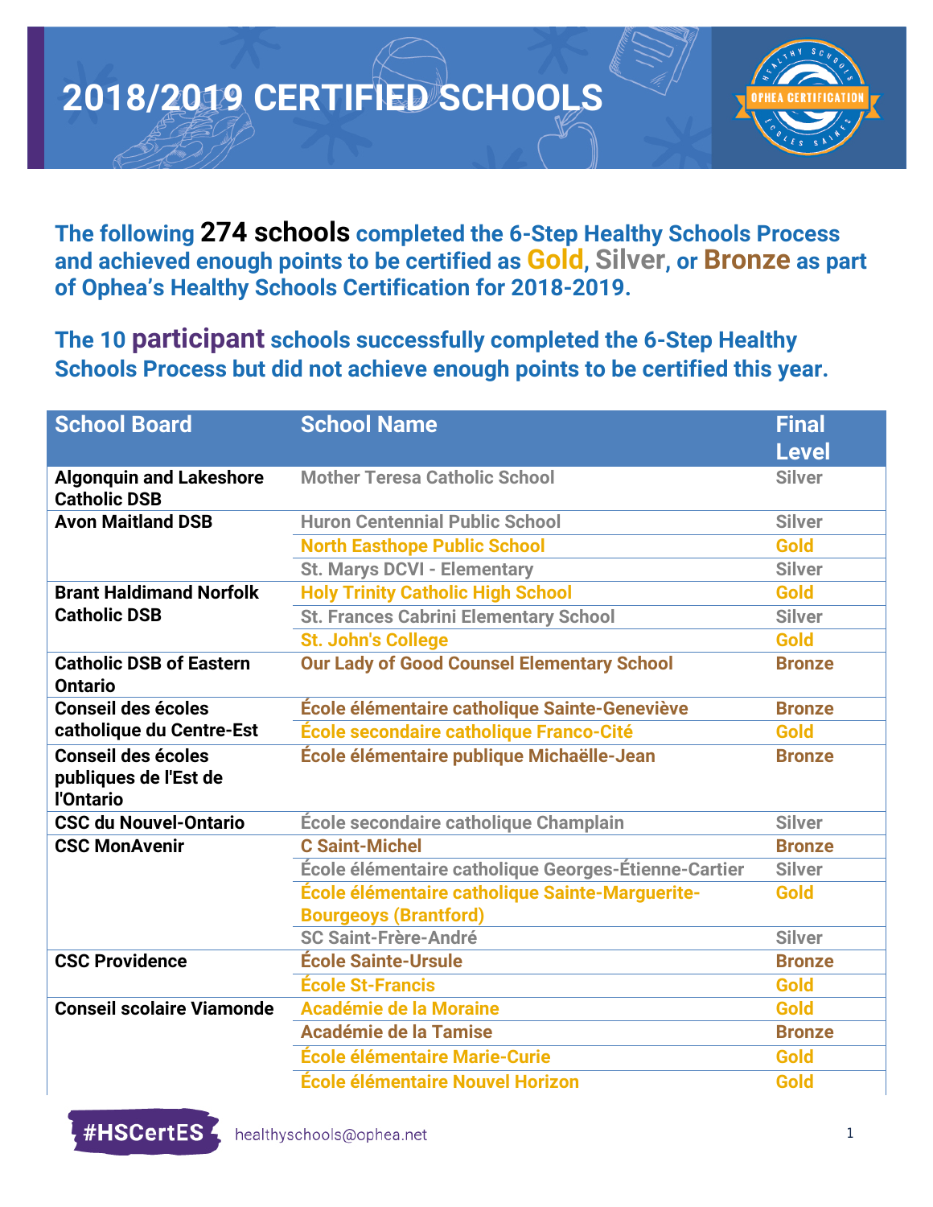# 2018/2019 CERTIFIED SCHOOLS

OPHEA CERTIFICATION

**The following 274 schools completed the 6-Step Healthy Schools Process and achieved enough points to be certified as Gold, Silver, or Bronze as part of Ophea's Healthy Schools Certification for 2018-2019.**

**The 10 participant schools successfully completed the 6-Step Healthy Schools Process but did not achieve enough points to be certified this year.**

| School Board | School Name | Final Level |
|---|---|---|
| Algonquin and Lakeshore Catholic DSB | Mother Teresa Catholic School | Silver |
| Avon Maitland DSB | Huron Centennial Public School | Silver |
| | North Easthope Public School | Gold |
| | St. Marys DCVI - Elementary | Silver |
| Brant Haldimand Norfolk Catholic DSB | Holy Trinity Catholic High School | Gold |
| | St. Frances Cabrini Elementary School | Silver |
| | St. John's College | Gold |
| Catholic DSB of Eastern Ontario | Our Lady of Good Counsel Elementary School | Bronze |
| Conseil des écoles catholique du Centre-Est | École élémentaire catholique Sainte-Geneviève | Bronze |
| | École secondaire catholique Franco-Cité | Gold |
| Conseil des écoles publiques de l'Est de l'Ontario | École élémentaire publique Michaëlle-Jean | Bronze |
| CSC du Nouvel-Ontario | École secondaire catholique Champlain | Silver |
| CSC MonAvenir | C Saint-Michel | Bronze |
| | École élémentaire catholique Georges-Étienne-Cartier | Silver |
| | École élémentaire catholique Sainte-Marguerite-Bourgeoys (Brantford) | Gold |
| | SC Saint-Frère-André | Silver |
| CSC Providence | École Sainte-Ursule | Bronze |
| | École St-Francis | Gold |
| Conseil scolaire Viamonde | Académie de la Moraine | Gold |
| | Académie de la Tamise | Bronze |
| | École élémentaire Marie-Curie | Gold |
| | École élémentaire Nouvel Horizon | Gold |

#HSCertES healthyschools@ophea.net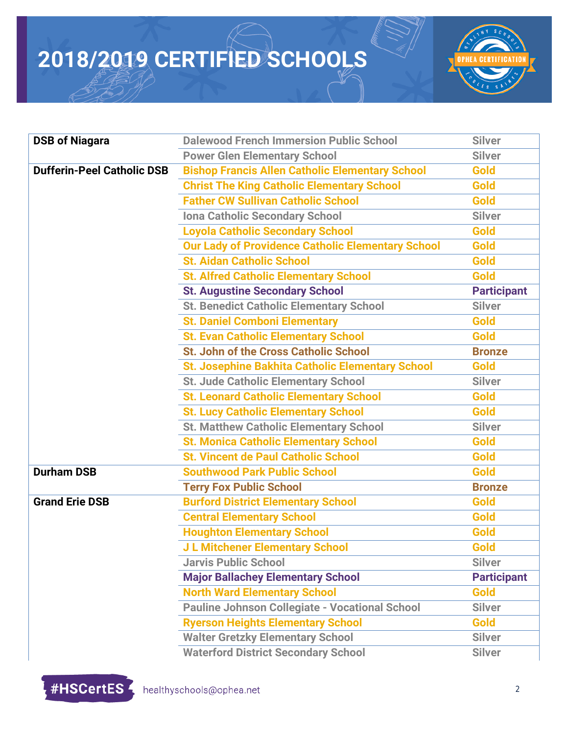# 2018/2019 CERTIFIED SCHOOLS

| | | |
|---|---|---|
| **DSB of Niagara** | **Dalewood French Immersion Public School** | **Silver** |
| | **Power Glen Elementary School** | **Silver** |
| **Dufferin-Peel Catholic DSB** | **Bishop Francis Allen Catholic Elementary School** | **Gold** |
| | **Christ The King Catholic Elementary School** | **Gold** |
| | **Father CW Sullivan Catholic School** | **Gold** |
| | **Iona Catholic Secondary School** | **Silver** |
| | **Loyola Catholic Secondary School** | **Gold** |
| | **Our Lady of Providence Catholic Elementary School** | **Gold** |
| | **St. Aidan Catholic School** | **Gold** |
| | **St. Alfred Catholic Elementary School** | **Gold** |
| | **St. Augustine Secondary School** | **Participant** |
| | **St. Benedict Catholic Elementary School** | **Silver** |
| | **St. Daniel Comboni Elementary** | **Gold** |
| | **St. Evan Catholic Elementary School** | **Gold** |
| | **St. John of the Cross Catholic School** | **Bronze** |
| | **St. Josephine Bakhita Catholic Elementary School** | **Gold** |
| | **St. Jude Catholic Elementary School** | **Silver** |
| | **St. Leonard Catholic Elementary School** | **Gold** |
| | **St. Lucy Catholic Elementary School** | **Gold** |
| | **St. Matthew Catholic Elementary School** | **Silver** |
| | **St. Monica Catholic Elementary School** | **Gold** |
| | **St. Vincent de Paul Catholic School** | **Gold** |
| **Durham DSB** | **Southwood Park Public School** | **Gold** |
| | **Terry Fox Public School** | **Bronze** |
| **Grand Erie DSB** | **Burford District Elementary School** | **Gold** |
| | **Central Elementary School** | **Gold** |
| | **Houghton Elementary School** | **Gold** |
| | **J L Mitchener Elementary School** | **Gold** |
| | **Jarvis Public School** | **Silver** |
| | **Major Ballachey Elementary School** | **Participant** |
| | **North Ward Elementary School** | **Gold** |
| | **Pauline Johnson Collegiate - Vocational School** | **Silver** |
| | **Ryerson Heights Elementary School** | **Gold** |
| | **Walter Gretzky Elementary School** | **Silver** |
| | **Waterford District Secondary School** | **Silver** |

#HSCertES healthyschools@ophea.net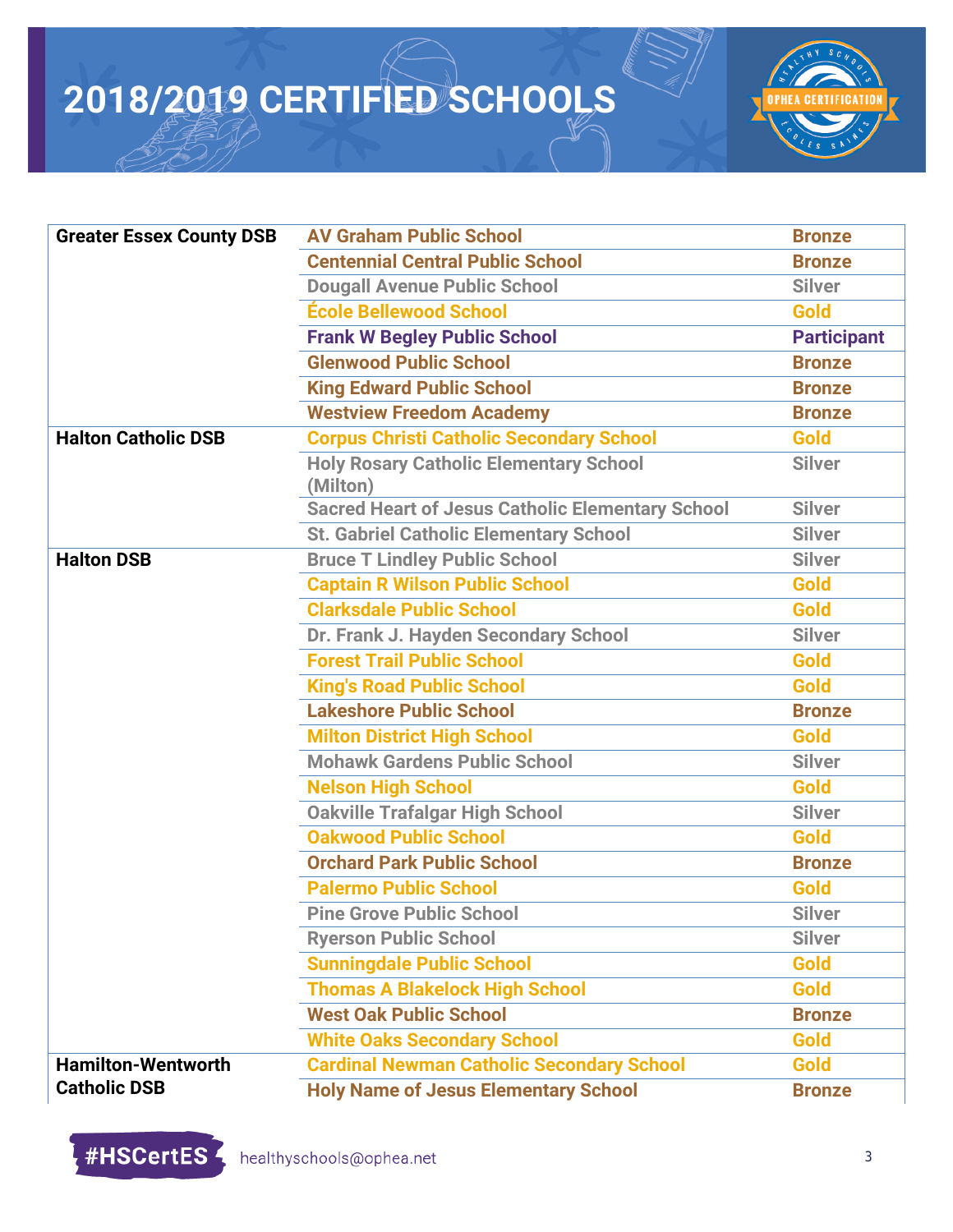# 2018/2019 CERTIFIED SCHOOLS

| | | |
|---|---|---|
| **Greater Essex County DSB** | **AV Graham Public School** | **Bronze** |
| | **Centennial Central Public School** | **Bronze** |
| | **Dougall Avenue Public School** | **Silver** |
| | **École Bellewood School** | **Gold** |
| | **Frank W Begley Public School** | **Participant** |
| | **Glenwood Public School** | **Bronze** |
| | **King Edward Public School** | **Bronze** |
| | **Westview Freedom Academy** | **Bronze** |
| **Halton Catholic DSB** | **Corpus Christi Catholic Secondary School** | **Gold** |
| | **Holy Rosary Catholic Elementary School (Milton)** | **Silver** |
| | **Sacred Heart of Jesus Catholic Elementary School** | **Silver** |
| | **St. Gabriel Catholic Elementary School** | **Silver** |
| **Halton DSB** | **Bruce T Lindley Public School** | **Silver** |
| | **Captain R Wilson Public School** | **Gold** |
| | **Clarksdale Public School** | **Gold** |
| | **Dr. Frank J. Hayden Secondary School** | **Silver** |
| | **Forest Trail Public School** | **Gold** |
| | **King's Road Public School** | **Gold** |
| | **Lakeshore Public School** | **Bronze** |
| | **Milton District High School** | **Gold** |
| | **Mohawk Gardens Public School** | **Silver** |
| | **Nelson High School** | **Gold** |
| | **Oakville Trafalgar High School** | **Silver** |
| | **Oakwood Public School** | **Gold** |
| | **Orchard Park Public School** | **Bronze** |
| | **Palermo Public School** | **Gold** |
| | **Pine Grove Public School** | **Silver** |
| | **Ryerson Public School** | **Silver** |
| | **Sunningdale Public School** | **Gold** |
| | **Thomas A Blakelock High School** | **Gold** |
| | **West Oak Public School** | **Bronze** |
| | **White Oaks Secondary School** | **Gold** |
| **Hamilton-Wentworth Catholic DSB** | **Cardinal Newman Catholic Secondary School** | **Gold** |
| | **Holy Name of Jesus Elementary School** | **Bronze** |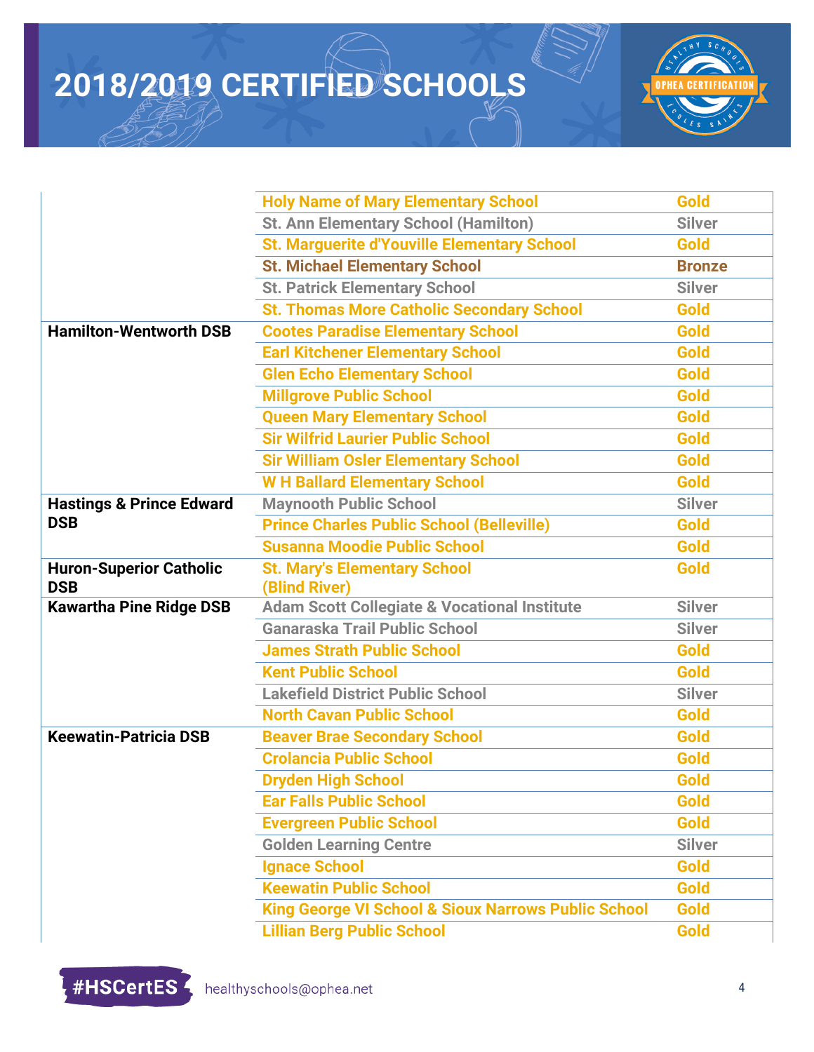# 2018/2019 CERTIFIED SCHOOLS

| | | |
|---|---|---|
| | Holy Name of Mary Elementary School | Gold |
| | St. Ann Elementary School (Hamilton) | Silver |
| | St. Marguerite d'Youville Elementary School | Gold |
| | St. Michael Elementary School | Bronze |
| | St. Patrick Elementary School | Silver |
| | St. Thomas More Catholic Secondary School | Gold |
| **Hamilton-Wentworth DSB** | Cootes Paradise Elementary School | Gold |
| | Earl Kitchener Elementary School | Gold |
| | Glen Echo Elementary School | Gold |
| | Millgrove Public School | Gold |
| | Queen Mary Elementary School | Gold |
| | Sir Wilfrid Laurier Public School | Gold |
| | Sir William Osler Elementary School | Gold |
| | W H Ballard Elementary School | Gold |
| **Hastings & Prince Edward DSB** | Maynooth Public School | Silver |
| | Prince Charles Public School (Belleville) | Gold |
| | Susanna Moodie Public School | Gold |
| **Huron-Superior Catholic DSB** | St. Mary's Elementary School (Blind River) | Gold |
| **Kawartha Pine Ridge DSB** | Adam Scott Collegiate & Vocational Institute | Silver |
| | Ganaraska Trail Public School | Silver |
| | James Strath Public School | Gold |
| | Kent Public School | Gold |
| | Lakefield District Public School | Silver |
| | North Cavan Public School | Gold |
| **Keewatin-Patricia DSB** | Beaver Brae Secondary School | Gold |
| | Crolancia Public School | Gold |
| | Dryden High School | Gold |
| | Ear Falls Public School | Gold |
| | Evergreen Public School | Gold |
| | Golden Learning Centre | Silver |
| | Ignace School | Gold |
| | Keewatin Public School | Gold |
| | King George VI School & Sioux Narrows Public School | Gold |
| | Lillian Berg Public School | Gold |

#HSCertES healthyschools@ophea.net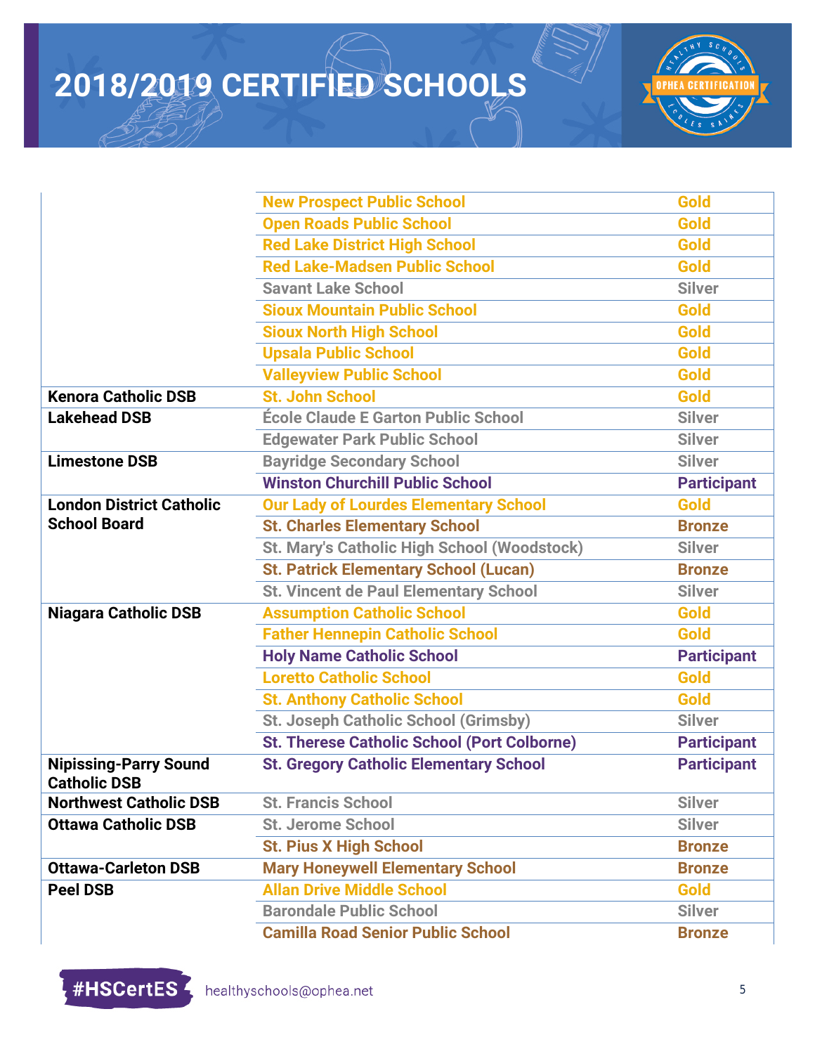# 2018/2019 CERTIFIED SCHOOLS

| | | |
|---|---|---|
| | New Prospect Public School | Gold |
| | Open Roads Public School | Gold |
| | Red Lake District High School | Gold |
| | Red Lake-Madsen Public School | Gold |
| | Savant Lake School | Silver |
| | Sioux Mountain Public School | Gold |
| | Sioux North High School | Gold |
| | Upsala Public School | Gold |
| | Valleyview Public School | Gold |
| **Kenora Catholic DSB** | St. John School | Gold |
| **Lakehead DSB** | École Claude E Garton Public School | Silver |
| | Edgewater Park Public School | Silver |
| **Limestone DSB** | Bayridge Secondary School | Silver |
| | Winston Churchill Public School | Participant |
| **London District Catholic School Board** | Our Lady of Lourdes Elementary School | Gold |
| | St. Charles Elementary School | Bronze |
| | St. Mary's Catholic High School (Woodstock) | Silver |
| | St. Patrick Elementary School (Lucan) | Bronze |
| | St. Vincent de Paul Elementary School | Silver |
| **Niagara Catholic DSB** | Assumption Catholic School | Gold |
| | Father Hennepin Catholic School | Gold |
| | Holy Name Catholic School | Participant |
| | Loretto Catholic School | Gold |
| | St. Anthony Catholic School | Gold |
| | St. Joseph Catholic School (Grimsby) | Silver |
| | St. Therese Catholic School (Port Colborne) | Participant |
| **Nipissing-Parry Sound Catholic DSB** | St. Gregory Catholic Elementary School | Participant |
| **Northwest Catholic DSB** | St. Francis School | Silver |
| **Ottawa Catholic DSB** | St. Jerome School | Silver |
| | St. Pius X High School | Bronze |
| **Ottawa-Carleton DSB** | Mary Honeywell Elementary School | Bronze |
| **Peel DSB** | Allan Drive Middle School | Gold |
| | Barondale Public School | Silver |
| | Camilla Road Senior Public School | Bronze |

#HSCertES healthyschools@ophea.net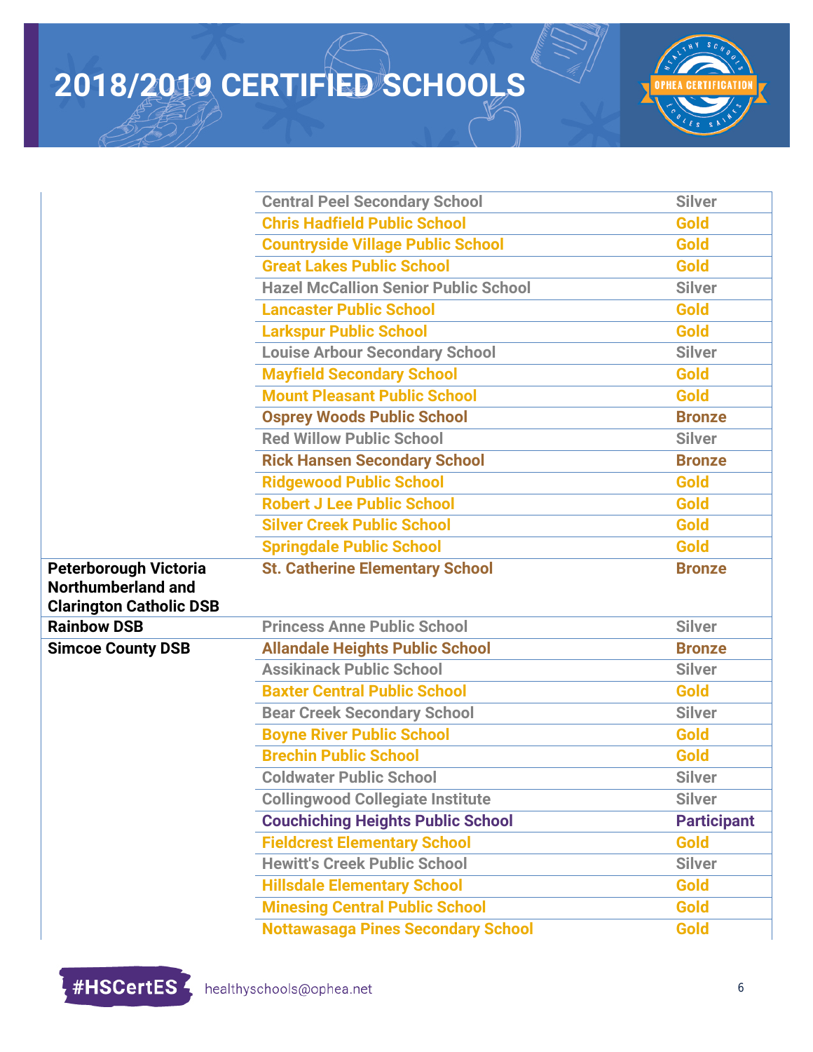# 2018/2019 CERTIFIED SCHOOLS

| | | |
|---|---|---|
| | Central Peel Secondary School | Silver |
| | Chris Hadfield Public School | Gold |
| | Countryside Village Public School | Gold |
| | Great Lakes Public School | Gold |
| | Hazel McCallion Senior Public School | Silver |
| | Lancaster Public School | Gold |
| | Larkspur Public School | Gold |
| | Louise Arbour Secondary School | Silver |
| | Mayfield Secondary School | Gold |
| | Mount Pleasant Public School | Gold |
| | Osprey Woods Public School | Bronze |
| | Red Willow Public School | Silver |
| | Rick Hansen Secondary School | Bronze |
| | Ridgewood Public School | Gold |
| | Robert J Lee Public School | Gold |
| | Silver Creek Public School | Gold |
| | Springdale Public School | Gold |
| **Peterborough Victoria Northumberland and Clarington Catholic DSB** | St. Catherine Elementary School | Bronze |
| **Rainbow DSB** | Princess Anne Public School | Silver |
| **Simcoe County DSB** | Allandale Heights Public School | Bronze |
| | Assikinack Public School | Silver |
| | Baxter Central Public School | Gold |
| | Bear Creek Secondary School | Silver |
| | Boyne River Public School | Gold |
| | Brechin Public School | Gold |
| | Coldwater Public School | Silver |
| | Collingwood Collegiate Institute | Silver |
| | Couchiching Heights Public School | Participant |
| | Fieldcrest Elementary School | Gold |
| | Hewitt's Creek Public School | Silver |
| | Hillsdale Elementary School | Gold |
| | Minesing Central Public School | Gold |
| | Nottawasaga Pines Secondary School | Gold |

#HSCertES healthyschools@ophea.net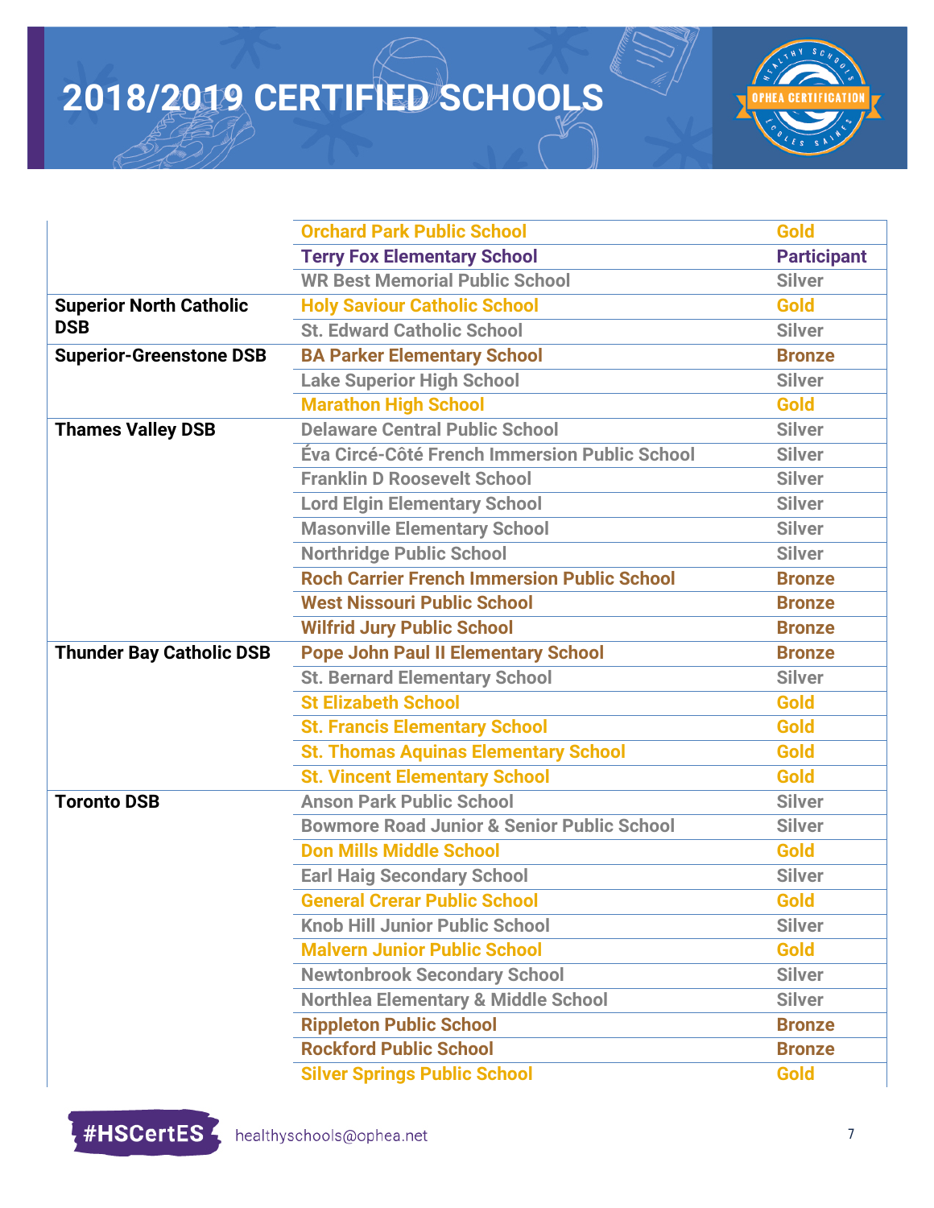# 2018/2019 CERTIFIED SCHOOLS

| | | |
|---|---|---|
| | Orchard Park Public School | Gold |
| | Terry Fox Elementary School | Participant |
| | WR Best Memorial Public School | Silver |
| **Superior North Catholic DSB** | Holy Saviour Catholic School | Gold |
| | St. Edward Catholic School | Silver |
| **Superior-Greenstone DSB** | BA Parker Elementary School | Bronze |
| | Lake Superior High School | Silver |
| | Marathon High School | Gold |
| **Thames Valley DSB** | Delaware Central Public School | Silver |
| | Éva Circé-Côté French Immersion Public School | Silver |
| | Franklin D Roosevelt School | Silver |
| | Lord Elgin Elementary School | Silver |
| | Masonville Elementary School | Silver |
| | Northridge Public School | Silver |
| | Roch Carrier French Immersion Public School | Bronze |
| | West Nissouri Public School | Bronze |
| | Wilfrid Jury Public School | Bronze |
| **Thunder Bay Catholic DSB** | Pope John Paul II Elementary School | Bronze |
| | St. Bernard Elementary School | Silver |
| | St Elizabeth School | Gold |
| | St. Francis Elementary School | Gold |
| | St. Thomas Aquinas Elementary School | Gold |
| | St. Vincent Elementary School | Gold |
| **Toronto DSB** | Anson Park Public School | Silver |
| | Bowmore Road Junior & Senior Public School | Silver |
| | Don Mills Middle School | Gold |
| | Earl Haig Secondary School | Silver |
| | General Crerar Public School | Gold |
| | Knob Hill Junior Public School | Silver |
| | Malvern Junior Public School | Gold |
| | Newtonbrook Secondary School | Silver |
| | Northlea Elementary & Middle School | Silver |
| | Rippleton Public School | Bronze |
| | Rockford Public School | Bronze |
| | Silver Springs Public School | Gold |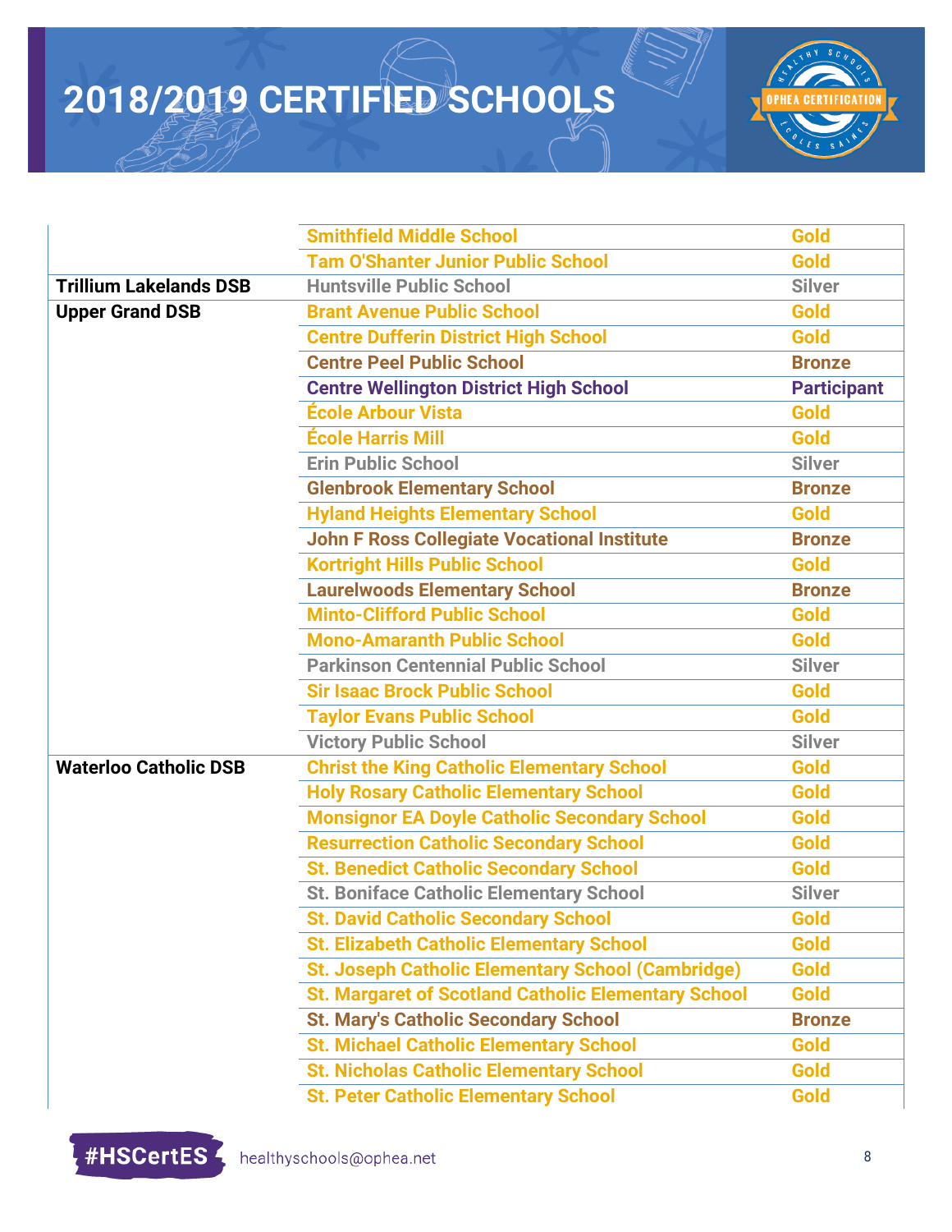# 2018/2019 CERTIFIED SCHOOLS

| | | |
|---|---|---|
| | Smithfield Middle School | Gold |
| | Tam O'Shanter Junior Public School | Gold |
| **Trillium Lakelands DSB** | Huntsville Public School | Silver |
| **Upper Grand DSB** | Brant Avenue Public School | Gold |
| | Centre Dufferin District High School | Gold |
| | Centre Peel Public School | Bronze |
| | Centre Wellington District High School | Participant |
| | École Arbour Vista | Gold |
| | École Harris Mill | Gold |
| | Erin Public School | Silver |
| | Glenbrook Elementary School | Bronze |
| | Hyland Heights Elementary School | Gold |
| | John F Ross Collegiate Vocational Institute | Bronze |
| | Kortright Hills Public School | Gold |
| | Laurelwoods Elementary School | Bronze |
| | Minto-Clifford Public School | Gold |
| | Mono-Amaranth Public School | Gold |
| | Parkinson Centennial Public School | Silver |
| | Sir Isaac Brock Public School | Gold |
| | Taylor Evans Public School | Gold |
| | Victory Public School | Silver |
| **Waterloo Catholic DSB** | Christ the King Catholic Elementary School | Gold |
| | Holy Rosary Catholic Elementary School | Gold |
| | Monsignor EA Doyle Catholic Secondary School | Gold |
| | Resurrection Catholic Secondary School | Gold |
| | St. Benedict Catholic Secondary School | Gold |
| | St. Boniface Catholic Elementary School | Silver |
| | St. David Catholic Secondary School | Gold |
| | St. Elizabeth Catholic Elementary School | Gold |
| | St. Joseph Catholic Elementary School (Cambridge) | Gold |
| | St. Margaret of Scotland Catholic Elementary School | Gold |
| | St. Mary's Catholic Secondary School | Bronze |
| | St. Michael Catholic Elementary School | Gold |
| | St. Nicholas Catholic Elementary School | Gold |
| | St. Peter Catholic Elementary School | Gold |

#HSCertES healthyschools@ophea.net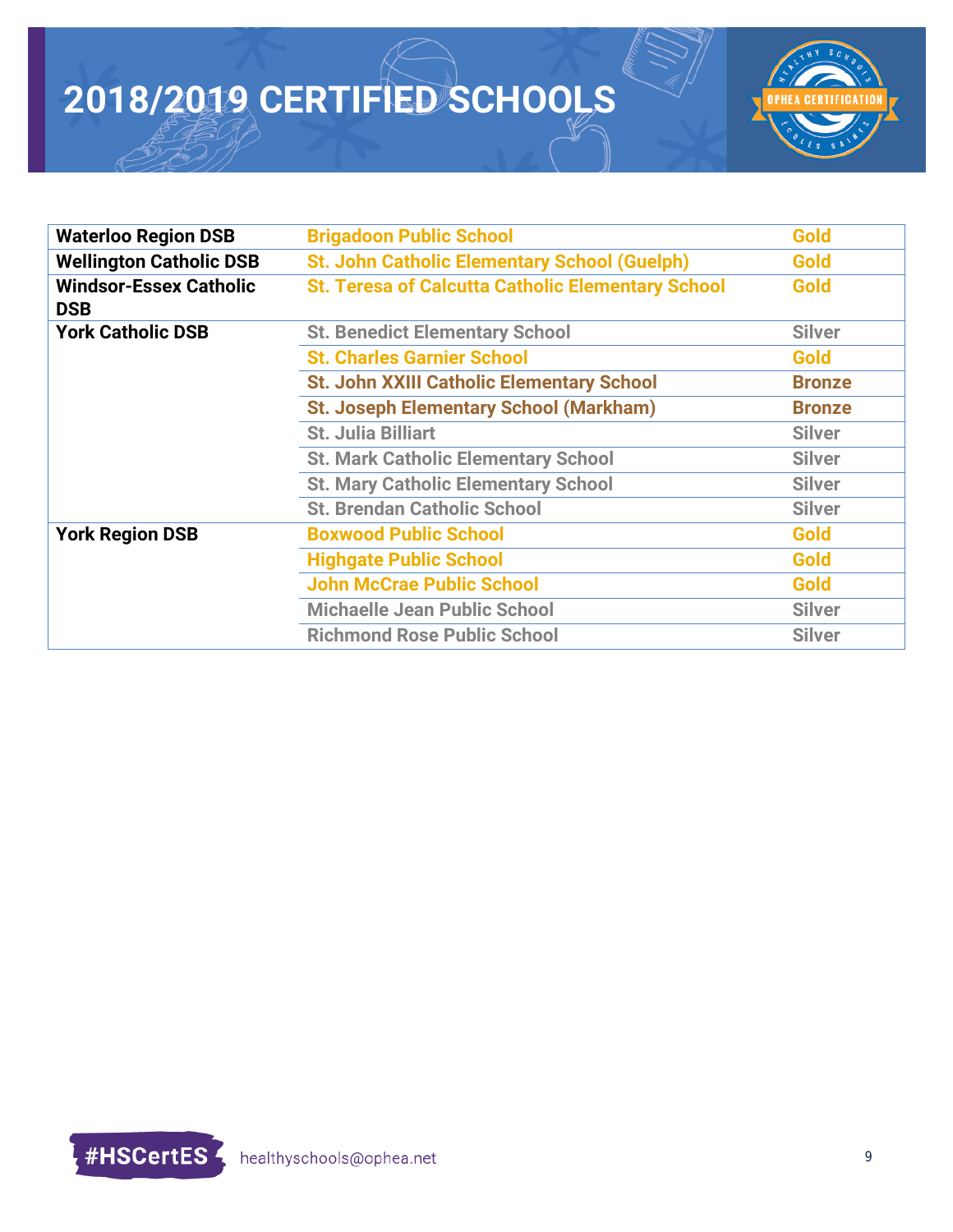# 2018/2019 CERTIFIED SCHOOLS

| | | |
|---|---|---|
| **Waterloo Region DSB** | **Brigadoon Public School** | **Gold** |
| **Wellington Catholic DSB** | **St. John Catholic Elementary School (Guelph)** | **Gold** |
| **Windsor-Essex Catholic DSB** | **St. Teresa of Calcutta Catholic Elementary School** | **Gold** |
| **York Catholic DSB** | **St. Benedict Elementary School** | **Silver** |
| | **St. Charles Garnier School** | **Gold** |
| | **St. John XXIII Catholic Elementary School** | **Bronze** |
| | **St. Joseph Elementary School (Markham)** | **Bronze** |
| | **St. Julia Billiart** | **Silver** |
| | **St. Mark Catholic Elementary School** | **Silver** |
| | **St. Mary Catholic Elementary School** | **Silver** |
| | **St. Brendan Catholic School** | **Silver** |
| **York Region DSB** | **Boxwood Public School** | **Gold** |
| | **Highgate Public School** | **Gold** |
| | **John McCrae Public School** | **Gold** |
| | **Michaelle Jean Public School** | **Silver** |
| | **Richmond Rose Public School** | **Silver** |

#HSCertES healthyschools@ophea.net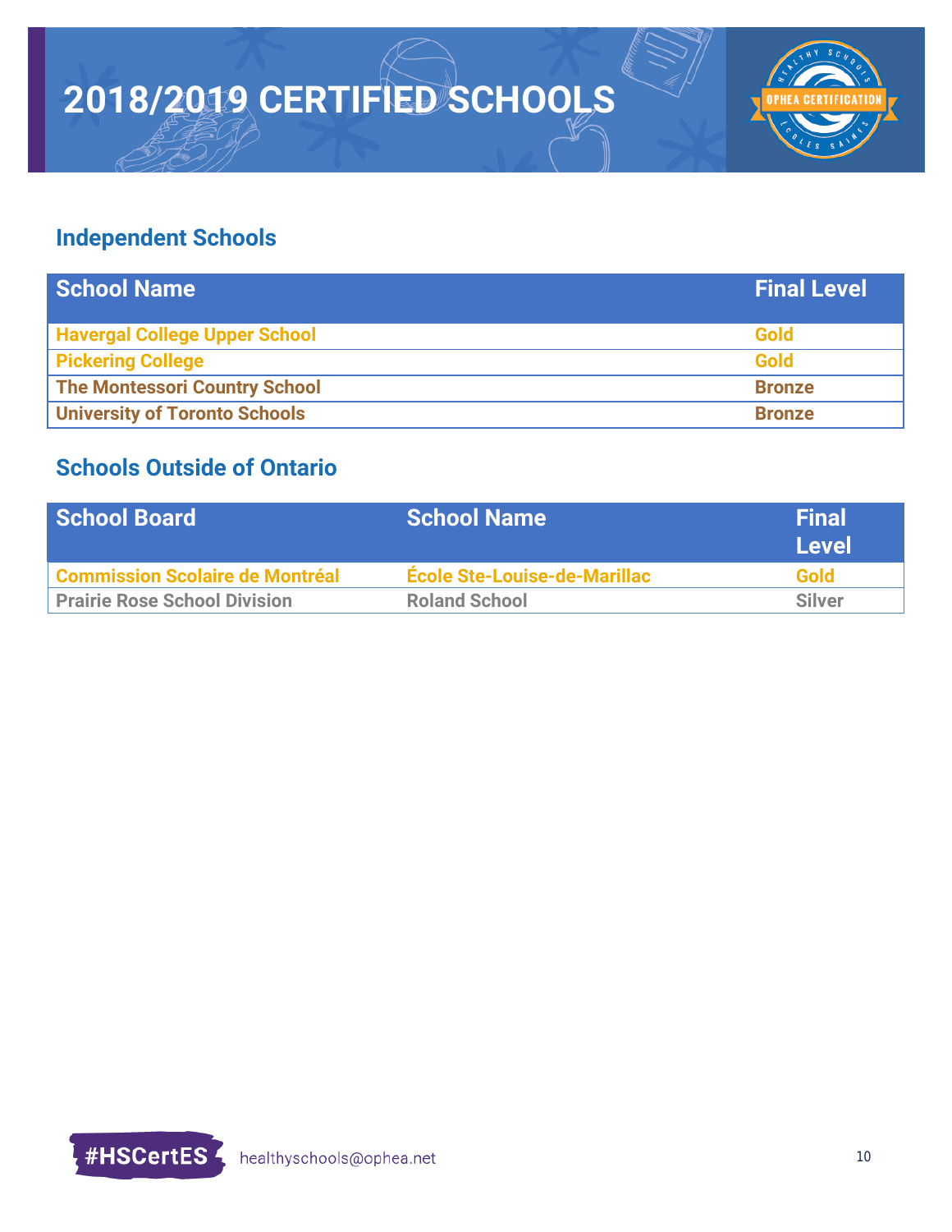# 2018/2019 CERTIFIED SCHOOLS

## Independent Schools

| School Name | Final Level |
|---|---|
| Havergal College Upper School | Gold |
| Pickering College | Gold |
| The Montessori Country School | Bronze |
| University of Toronto Schools | Bronze |

## Schools Outside of Ontario

| School Board | School Name | Final Level |
|---|---|---|
| Commission Scolaire de Montréal | École Ste-Louise-de-Marillac | Gold |
| Prairie Rose School Division | Roland School | Silver |

#HSCertES healthyschools@ophea.net